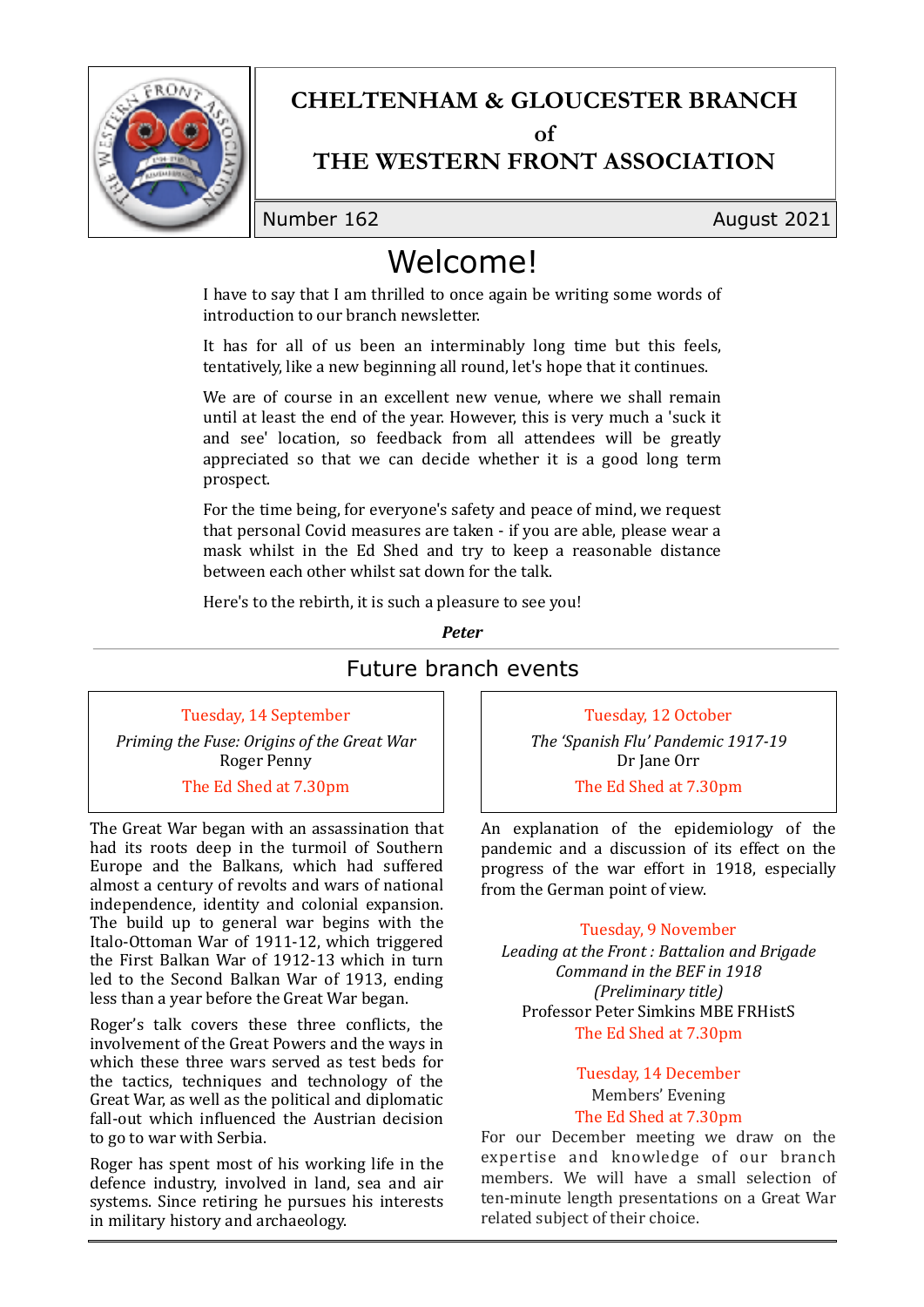# CHELTENHAM & GLOUCESTER BRANCH of THE WESTERN FRONT ASSOCIATION

Number 162 August 2021

## Welcome!

I have to say that I am thrilled to once again be writing some words of introduction to our branch newsletter.

It has for all of us been an interminably long time but this feels, tentatively, like a new beginning all round, let's hope that it continues.

We are of course in an excellent new venue, where we shall remain until at least the end of the year. However, this is very much a 'suck it and see' location, so feedback from all attendees will be greatly appreciated so that we can decide whether it is a good long term prospect.

For the time being, for everyone's safety and peace of mind, we request that personal Covid measures are taken - if you are able, please wear a mask whilst in the Ed Shed and try to keep a reasonable distance between each other whilst sat down for the talk.

Here's to the rebirth, it is such a pleasure to see you!

***Peter***

## Future branch events

Tuesday, 14 September

*Priming the Fuse: Origins of the Great War*
Roger Penny

The Ed Shed at 7.30pm

The Great War began with an assassination that had its roots deep in the turmoil of Southern Europe and the Balkans, which had suffered almost a century of revolts and wars of national independence, identity and colonial expansion. The build up to general war begins with the Italo-Ottoman War of 1911-12, which triggered the First Balkan War of 1912-13 which in turn led to the Second Balkan War of 1913, ending less than a year before the Great War began.

Roger's talk covers these three conflicts, the involvement of the Great Powers and the ways in which these three wars served as test beds for the tactics, techniques and technology of the Great War, as well as the political and diplomatic fall-out which influenced the Austrian decision to go to war with Serbia.

Roger has spent most of his working life in the defence industry, involved in land, sea and air systems. Since retiring he pursues his interests in military history and archaeology.

Tuesday, 12 October

*The 'Spanish Flu' Pandemic 1917-19*
Dr Jane Orr

The Ed Shed at 7.30pm

An explanation of the epidemiology of the pandemic and a discussion of its effect on the progress of the war effort in 1918, especially from the German point of view.

Tuesday, 9 November

*Leading at the Front : Battalion and Brigade Command in the BEF in 1918*
*(Preliminary title)*
Professor Peter Simkins MBE FRHistS

The Ed Shed at 7.30pm

Tuesday, 14 December

Members' Evening

The Ed Shed at 7.30pm

For our December meeting we draw on the expertise and knowledge of our branch members. We will have a small selection of ten-minute length presentations on a Great War related subject of their choice.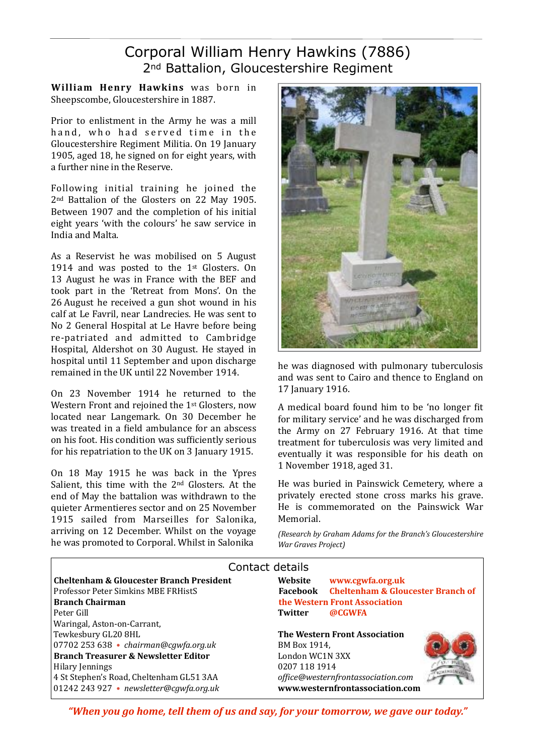# Corporal William Henry Hawkins (7886)

## 2nd Battalion, Gloucestershire Regiment

**William Henry Hawkins** was born in Sheepscombe, Gloucestershire in 1887.

Prior to enlistment in the Army he was a mill hand, who had served time in the Gloucestershire Regiment Militia. On 19 January 1905, aged 18, he signed on for eight years, with a further nine in the Reserve.

Following initial training he joined the 2nd Battalion of the Glosters on 22 May 1905. Between 1907 and the completion of his initial eight years 'with the colours' he saw service in India and Malta.

As a Reservist he was mobilised on 5 August 1914 and was posted to the 1st Glosters. On 13 August he was in France with the BEF and took part in the 'Retreat from Mons'. On the 26 August he received a gun shot wound in his calf at Le Favril, near Landrecies. He was sent to No 2 General Hospital at Le Havre before being re-patriated and admitted to Cambridge Hospital, Aldershot on 30 August. He stayed in hospital until 11 September and upon discharge remained in the UK until 22 November 1914.

On 23 November 1914 he returned to the Western Front and rejoined the 1st Glosters, now located near Langemark. On 30 December he was treated in a field ambulance for an abscess on his foot. His condition was sufficiently serious for his repatriation to the UK on 3 January 1915.

On 18 May 1915 he was back in the Ypres Salient, this time with the 2nd Glosters. At the end of May the battalion was withdrawn to the quieter Armentieres sector and on 25 November 1915 sailed from Marseilles for Salonika, arriving on 12 December. Whilst on the voyage he was promoted to Corporal. Whilst in Salonika he was diagnosed with pulmonary tuberculosis and was sent to Cairo and thence to England on 17 January 1916.

A medical board found him to be 'no longer fit for military service' and he was discharged from the Army on 27 February 1916. At that time treatment for tuberculosis was very limited and eventually it was responsible for his death on 1 November 1918, aged 31.

He was buried in Painswick Cemetery, where a privately erected stone cross marks his grave. He is commemorated on the Painswick War Memorial.

*(Research by Graham Adams for the Branch's Gloucestershire War Graves Project)*

## Contact details

**Cheltenham & Gloucester Branch President**
Professor Peter Simkins MBE FRHistS
**Branch Chairman**
Peter Gill
Waringal, Aston-on-Carrant,
Tewkesbury GL20 8HL
07702 253 638 • *chairman@cgwfa.org.uk*
**Branch Treasurer & Newsletter Editor**
Hilary Jennings
4 St Stephen's Road, Cheltenham GL51 3AA
01242 243 927 • *newsletter@cgwfa.org.uk*

**Website** www.cgwfa.org.uk
**Facebook** Cheltenham & Gloucester Branch of the Western Front Association
**Twitter** @CGWFA

**The Western Front Association**
BM Box 1914,
London WC1N 3XX
0207 118 1914
*office@westernfrontassociation.com*
**www.westernfrontassociation.com**

*"When you go home, tell them of us and say, for your tomorrow, we gave our today."*